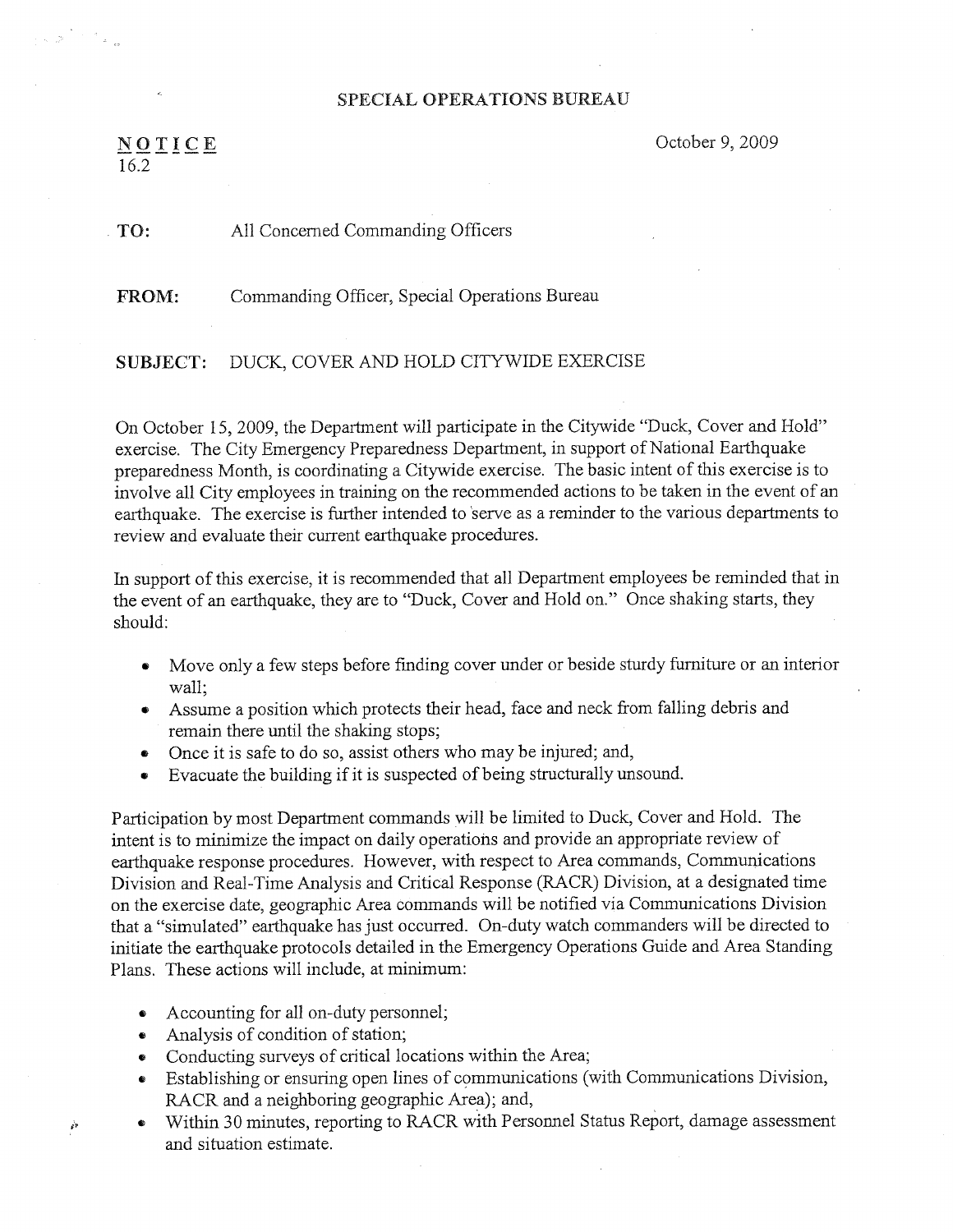## SPECIAL OPERATIONS BUREAU

NOTICE
16.2

October 9, 2009

**TO:** All Concerned Commanding Officers

**FROM:** Commanding Officer, Special Operations Bureau

**SUBJECT:** DUCK, COVER AND HOLD CITYWIDE EXERCISE

On October 15, 2009, the Department will participate in the Citywide "Duck, Cover and Hold" exercise. The City Emergency Preparedness Department, in support of National Earthquake preparedness Month, is coordinating a Citywide exercise. The basic intent of this exercise is to involve all City employees in training on the recommended actions to be taken in the event of an earthquake. The exercise is further intended to serve as a reminder to the various departments to review and evaluate their current earthquake procedures.

In support of this exercise, it is recommended that all Department employees be reminded that in the event of an earthquake, they are to "Duck, Cover and Hold on." Once shaking starts, they should:

- Move only a few steps before finding cover under or beside sturdy furniture or an interior wall;
- Assume a position which protects their head, face and neck from falling debris and remain there until the shaking stops;
- Once it is safe to do so, assist others who may be injured; and,
- Evacuate the building if it is suspected of being structurally unsound.

Participation by most Department commands will be limited to Duck, Cover and Hold. The intent is to minimize the impact on daily operations and provide an appropriate review of earthquake response procedures. However, with respect to Area commands, Communications Division and Real-Time Analysis and Critical Response (RACR) Division, at a designated time on the exercise date, geographic Area commands will be notified via Communications Division that a "simulated" earthquake has just occurred. On-duty watch commanders will be directed to initiate the earthquake protocols detailed in the Emergency Operations Guide and Area Standing Plans. These actions will include, at minimum:

- Accounting for all on-duty personnel;
- Analysis of condition of station;
- Conducting surveys of critical locations within the Area;
- Establishing or ensuring open lines of communications (with Communications Division, RACR and a neighboring geographic Area); and,
- Within 30 minutes, reporting to RACR with Personnel Status Report, damage assessment and situation estimate.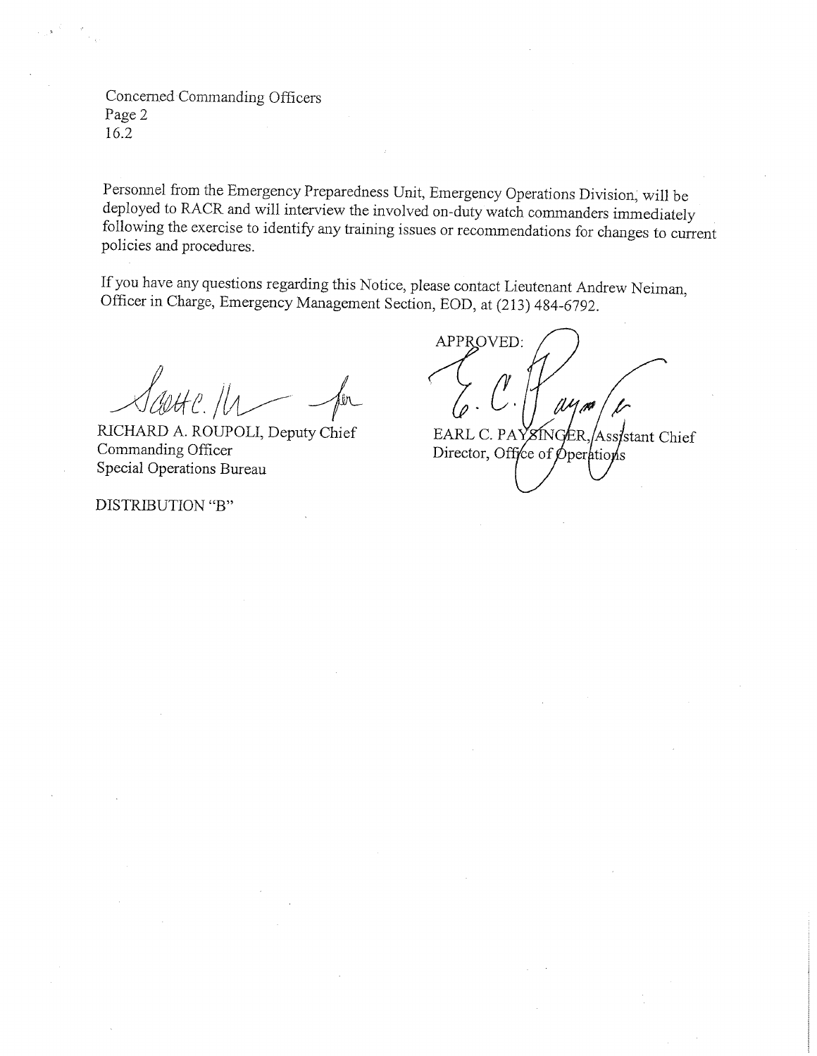Concerned Commanding Officers
Page 2
16.2

Personnel from the Emergency Preparedness Unit, Emergency Operations Division, will be deployed to RACR and will interview the involved on-duty watch commanders immediately following the exercise to identify any training issues or recommendations for changes to current policies and procedures.

If you have any questions regarding this Notice, please contact Lieutenant Andrew Neiman, Officer in Charge, Emergency Management Section, EOD, at (213) 484-6792.

RICHARD A. ROUPOLI, Deputy Chief
Commanding Officer
Special Operations Bureau

APPROVED:

EARL C. PAYSINGER, Assistant Chief
Director, Office of Operations

DISTRIBUTION "B"